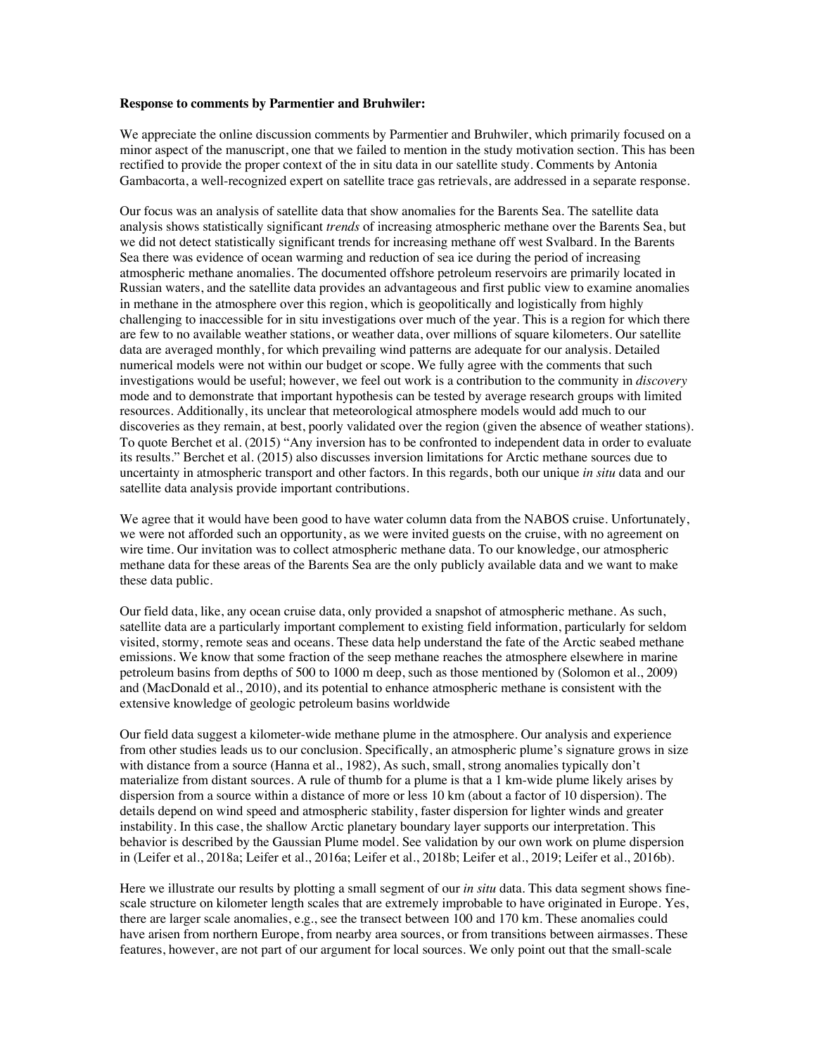**Response to comments by Parmentier and Bruhwiler:**

We appreciate the online discussion comments by Parmentier and Bruhwiler, which primarily focused on a minor aspect of the manuscript, one that we failed to mention in the study motivation section. This has been rectified to provide the proper context of the in situ data in our satellite study. Comments by Antonia Gambacorta, a well-recognized expert on satellite trace gas retrievals, are addressed in a separate response.

Our focus was an analysis of satellite data that show anomalies for the Barents Sea. The satellite data analysis shows statistically significant *trends* of increasing atmospheric methane over the Barents Sea, but we did not detect statistically significant trends for increasing methane off west Svalbard. In the Barents Sea there was evidence of ocean warming and reduction of sea ice during the period of increasing atmospheric methane anomalies. The documented offshore petroleum reservoirs are primarily located in Russian waters, and the satellite data provides an advantageous and first public view to examine anomalies in methane in the atmosphere over this region, which is geopolitically and logistically from highly challenging to inaccessible for in situ investigations over much of the year. This is a region for which there are few to no available weather stations, or weather data, over millions of square kilometers. Our satellite data are averaged monthly, for which prevailing wind patterns are adequate for our analysis. Detailed numerical models were not within our budget or scope. We fully agree with the comments that such investigations would be useful; however, we feel out work is a contribution to the community in *discovery* mode and to demonstrate that important hypothesis can be tested by average research groups with limited resources. Additionally, its unclear that meteorological atmosphere models would add much to our discoveries as they remain, at best, poorly validated over the region (given the absence of weather stations). To quote Berchet et al. (2015) "Any inversion has to be confronted to independent data in order to evaluate its results." Berchet et al. (2015) also discusses inversion limitations for Arctic methane sources due to uncertainty in atmospheric transport and other factors. In this regards, both our unique *in situ* data and our satellite data analysis provide important contributions.

We agree that it would have been good to have water column data from the NABOS cruise. Unfortunately, we were not afforded such an opportunity, as we were invited guests on the cruise, with no agreement on wire time. Our invitation was to collect atmospheric methane data. To our knowledge, our atmospheric methane data for these areas of the Barents Sea are the only publicly available data and we want to make these data public.

Our field data, like, any ocean cruise data, only provided a snapshot of atmospheric methane. As such, satellite data are a particularly important complement to existing field information, particularly for seldom visited, stormy, remote seas and oceans. These data help understand the fate of the Arctic seabed methane emissions. We know that some fraction of the seep methane reaches the atmosphere elsewhere in marine petroleum basins from depths of 500 to 1000 m deep, such as those mentioned by (Solomon et al., 2009) and (MacDonald et al., 2010), and its potential to enhance atmospheric methane is consistent with the extensive knowledge of geologic petroleum basins worldwide

Our field data suggest a kilometer-wide methane plume in the atmosphere. Our analysis and experience from other studies leads us to our conclusion. Specifically, an atmospheric plume's signature grows in size with distance from a source (Hanna et al., 1982), As such, small, strong anomalies typically don't materialize from distant sources. A rule of thumb for a plume is that a 1 km-wide plume likely arises by dispersion from a source within a distance of more or less 10 km (about a factor of 10 dispersion). The details depend on wind speed and atmospheric stability, faster dispersion for lighter winds and greater instability. In this case, the shallow Arctic planetary boundary layer supports our interpretation. This behavior is described by the Gaussian Plume model. See validation by our own work on plume dispersion in (Leifer et al., 2018a; Leifer et al., 2016a; Leifer et al., 2018b; Leifer et al., 2019; Leifer et al., 2016b).

Here we illustrate our results by plotting a small segment of our *in situ* data. This data segment shows fine-scale structure on kilometer length scales that are extremely improbable to have originated in Europe. Yes, there are larger scale anomalies, e.g., see the transect between 100 and 170 km. These anomalies could have arisen from northern Europe, from nearby area sources, or from transitions between airmasses. These features, however, are not part of our argument for local sources. We only point out that the small-scale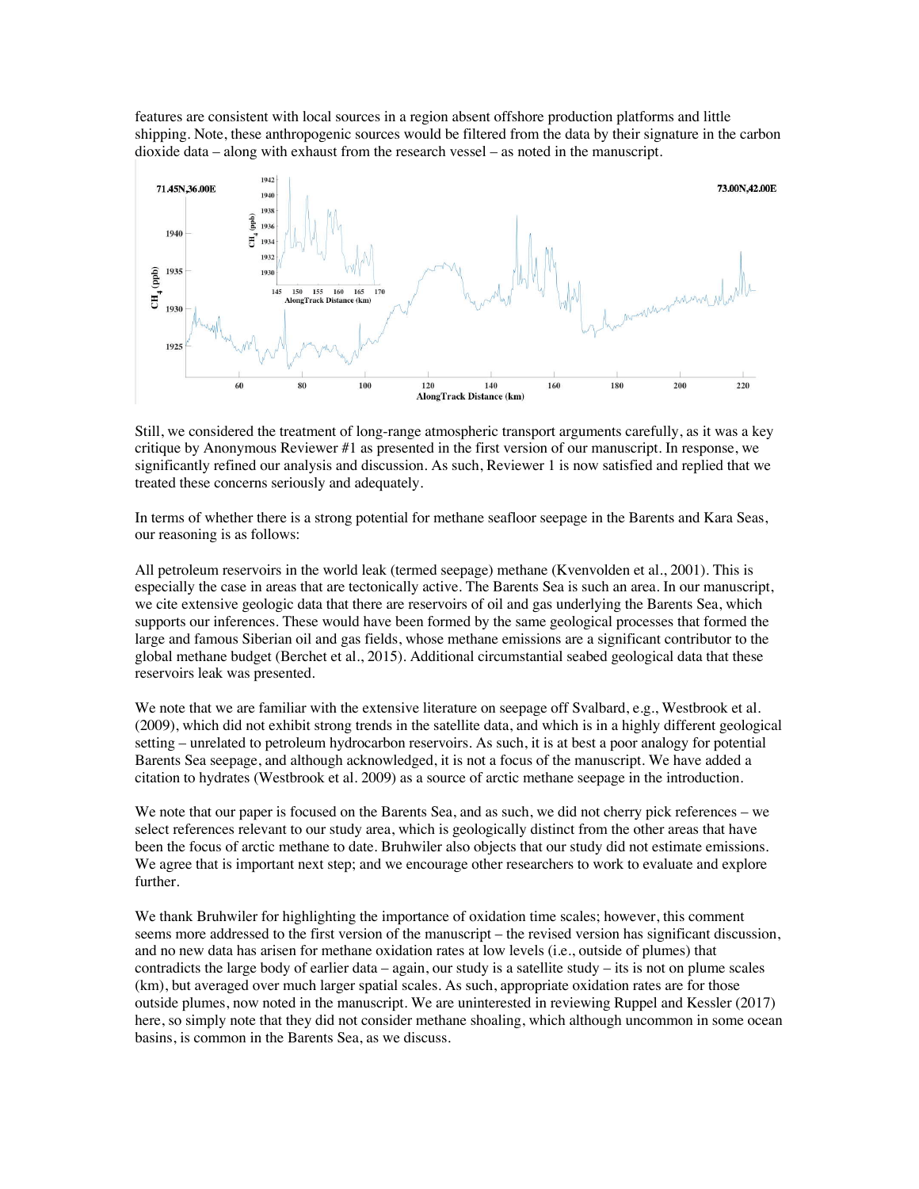features are consistent with local sources in a region absent offshore production platforms and little shipping. Note, these anthropogenic sources would be filtered from the data by their signature in the carbon dioxide data – along with exhaust from the research vessel – as noted in the manuscript.

Still, we considered the treatment of long-range atmospheric transport arguments carefully, as it was a key critique by Anonymous Reviewer #1 as presented in the first version of our manuscript. In response, we significantly refined our analysis and discussion. As such, Reviewer 1 is now satisfied and replied that we treated these concerns seriously and adequately.

In terms of whether there is a strong potential for methane seafloor seepage in the Barents and Kara Seas, our reasoning is as follows:

All petroleum reservoirs in the world leak (termed seepage) methane (Kvenvolden et al., 2001). This is especially the case in areas that are tectonically active. The Barents Sea is such an area. In our manuscript, we cite extensive geologic data that there are reservoirs of oil and gas underlying the Barents Sea, which supports our inferences. These would have been formed by the same geological processes that formed the large and famous Siberian oil and gas fields, whose methane emissions are a significant contributor to the global methane budget (Berchet et al., 2015). Additional circumstantial seabed geological data that these reservoirs leak was presented.

We note that we are familiar with the extensive literature on seepage off Svalbard, e.g., Westbrook et al. (2009), which did not exhibit strong trends in the satellite data, and which is in a highly different geological setting – unrelated to petroleum hydrocarbon reservoirs. As such, it is at best a poor analogy for potential Barents Sea seepage, and although acknowledged, it is not a focus of the manuscript. We have added a citation to hydrates (Westbrook et al. 2009) as a source of arctic methane seepage in the introduction.

We note that our paper is focused on the Barents Sea, and as such, we did not cherry pick references – we select references relevant to our study area, which is geologically distinct from the other areas that have been the focus of arctic methane to date. Bruhwiler also objects that our study did not estimate emissions. We agree that is important next step; and we encourage other researchers to work to evaluate and explore further.

We thank Bruhwiler for highlighting the importance of oxidation time scales; however, this comment seems more addressed to the first version of the manuscript – the revised version has significant discussion, and no new data has arisen for methane oxidation rates at low levels (i.e., outside of plumes) that contradicts the large body of earlier data – again, our study is a satellite study – its is not on plume scales (km), but averaged over much larger spatial scales. As such, appropriate oxidation rates are for those outside plumes, now noted in the manuscript. We are uninterested in reviewing Ruppel and Kessler (2017) here, so simply note that they did not consider methane shoaling, which although uncommon in some ocean basins, is common in the Barents Sea, as we discuss.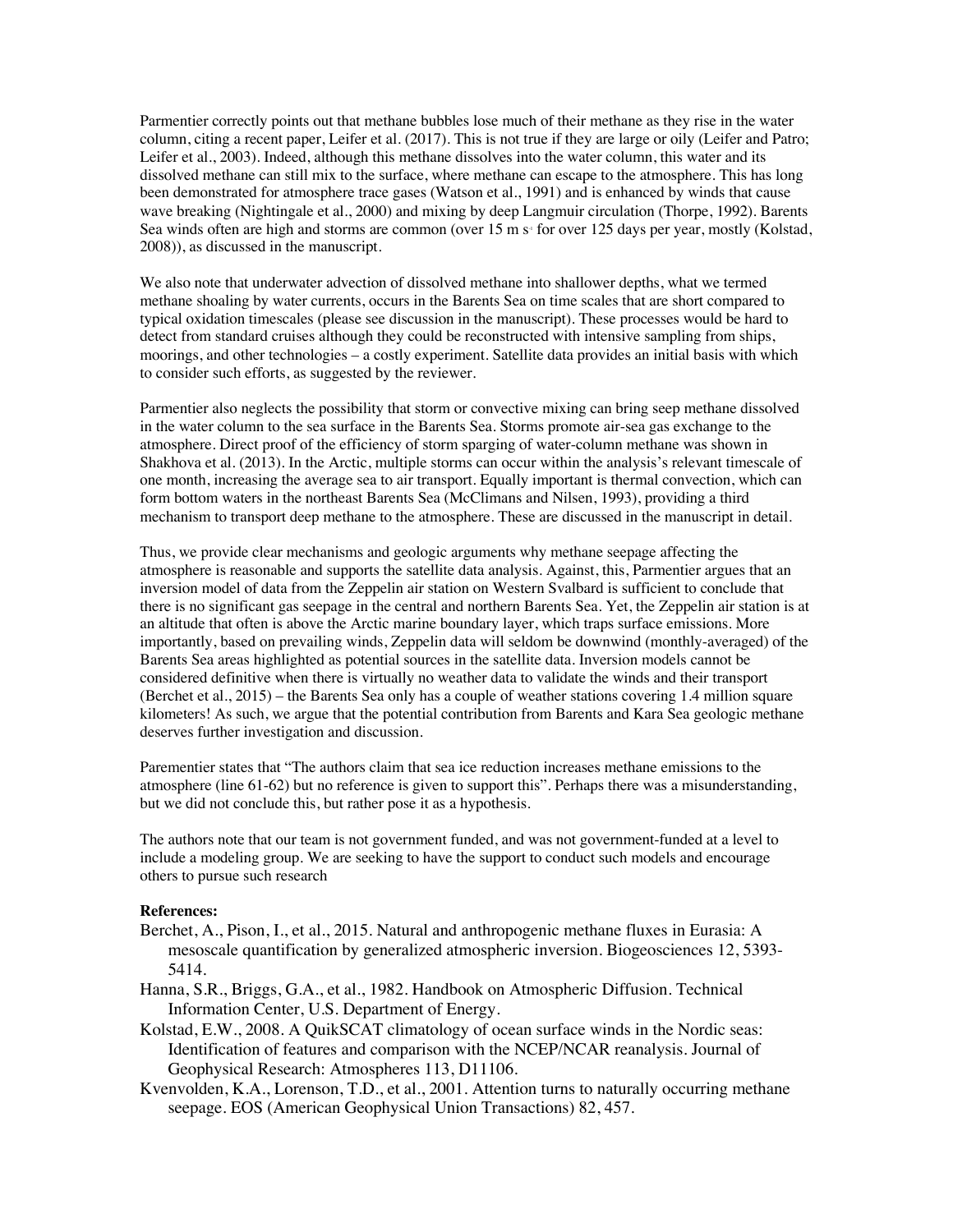Parmentier correctly points out that methane bubbles lose much of their methane as they rise in the water column, citing a recent paper, Leifer et al. (2017). This is not true if they are large or oily (Leifer and Patro; Leifer et al., 2003). Indeed, although this methane dissolves into the water column, this water and its dissolved methane can still mix to the surface, where methane can escape to the atmosphere. This has long been demonstrated for atmosphere trace gases (Watson et al., 1991) and is enhanced by winds that cause wave breaking (Nightingale et al., 2000) and mixing by deep Langmuir circulation (Thorpe, 1992). Barents Sea winds often are high and storms are common (over 15 m $s^{-1}$ for over 125 days per year, mostly (Kolstad, 2008)), as discussed in the manuscript.

We also note that underwater advection of dissolved methane into shallower depths, what we termed methane shoaling by water currents, occurs in the Barents Sea on time scales that are short compared to typical oxidation timescales (please see discussion in the manuscript). These processes would be hard to detect from standard cruises although they could be reconstructed with intensive sampling from ships, moorings, and other technologies – a costly experiment. Satellite data provides an initial basis with which to consider such efforts, as suggested by the reviewer.

Parmentier also neglects the possibility that storm or convective mixing can bring seep methane dissolved in the water column to the sea surface in the Barents Sea. Storms promote air-sea gas exchange to the atmosphere. Direct proof of the efficiency of storm sparging of water-column methane was shown in Shakhova et al. (2013). In the Arctic, multiple storms can occur within the analysis's relevant timescale of one month, increasing the average sea to air transport. Equally important is thermal convection, which can form bottom waters in the northeast Barents Sea (McClimans and Nilsen, 1993), providing a third mechanism to transport deep methane to the atmosphere. These are discussed in the manuscript in detail.

Thus, we provide clear mechanisms and geologic arguments why methane seepage affecting the atmosphere is reasonable and supports the satellite data analysis. Against, this, Parmentier argues that an inversion model of data from the Zeppelin air station on Western Svalbard is sufficient to conclude that there is no significant gas seepage in the central and northern Barents Sea. Yet, the Zeppelin air station is at an altitude that often is above the Arctic marine boundary layer, which traps surface emissions. More importantly, based on prevailing winds, Zeppelin data will seldom be downwind (monthly-averaged) of the Barents Sea areas highlighted as potential sources in the satellite data. Inversion models cannot be considered definitive when there is virtually no weather data to validate the winds and their transport (Berchet et al., 2015) – the Barents Sea only has a couple of weather stations covering 1.4 million square kilometers! As such, we argue that the potential contribution from Barents and Kara Sea geologic methane deserves further investigation and discussion.

Parementier states that "The authors claim that sea ice reduction increases methane emissions to the atmosphere (line 61-62) but no reference is given to support this". Perhaps there was a misunderstanding, but we did not conclude this, but rather pose it as a hypothesis.

The authors note that our team is not government funded, and was not government-funded at a level to include a modeling group. We are seeking to have the support to conduct such models and encourage others to pursue such research

**References:**

Berchet, A., Pison, I., et al., 2015. Natural and anthropogenic methane fluxes in Eurasia: A mesoscale quantification by generalized atmospheric inversion. Biogeosciences 12, 5393-5414.

Hanna, S.R., Briggs, G.A., et al., 1982. Handbook on Atmospheric Diffusion. Technical Information Center, U.S. Department of Energy.

Kolstad, E.W., 2008. A QuikSCAT climatology of ocean surface winds in the Nordic seas: Identification of features and comparison with the NCEP/NCAR reanalysis. Journal of Geophysical Research: Atmospheres 113, D11106.

Kvenvolden, K.A., Lorenson, T.D., et al., 2001. Attention turns to naturally occurring methane seepage. EOS (American Geophysical Union Transactions) 82, 457.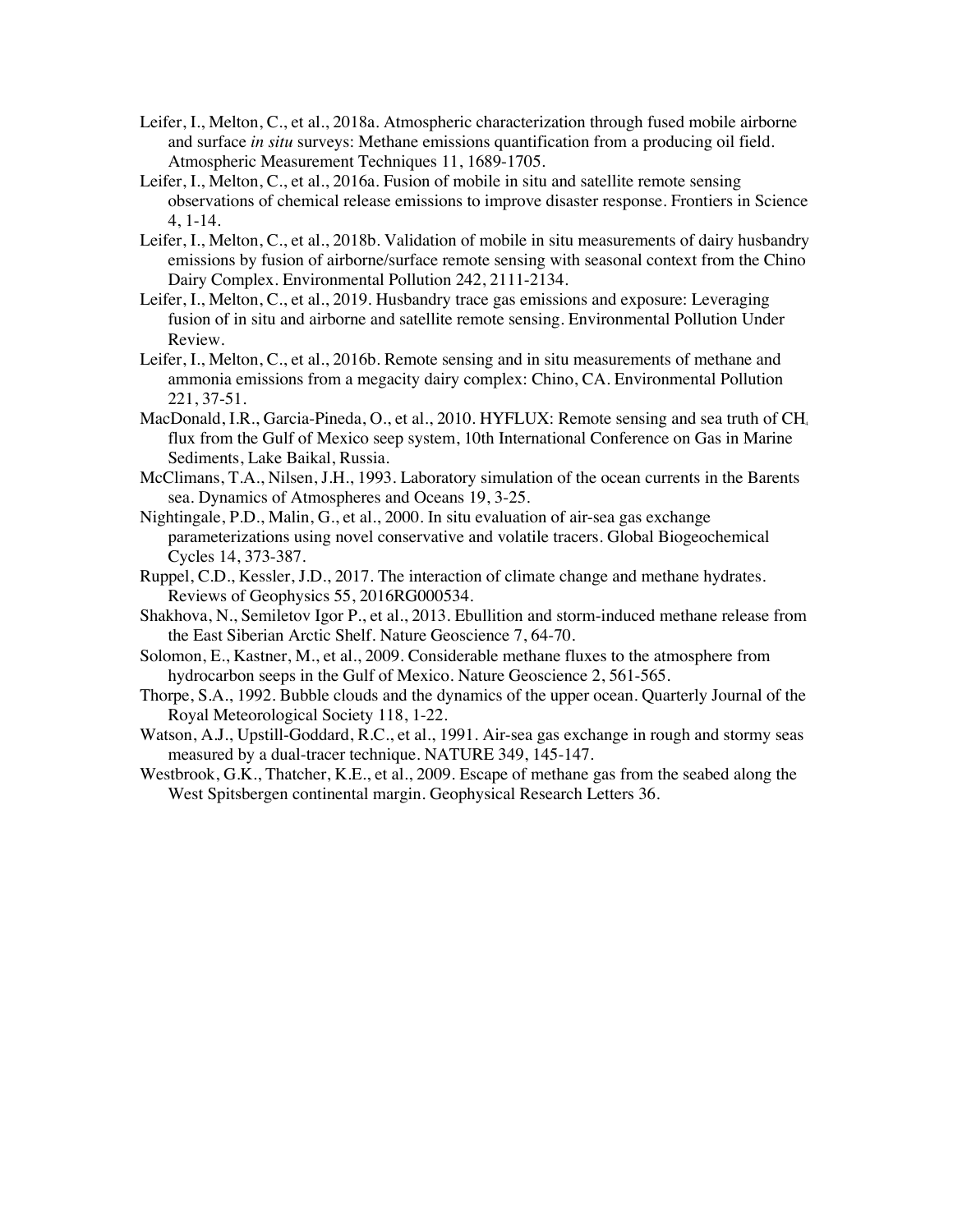Leifer, I., Melton, C., et al., 2018a. Atmospheric characterization through fused mobile airborne and surface *in situ* surveys: Methane emissions quantification from a producing oil field. Atmospheric Measurement Techniques 11, 1689-1705.

Leifer, I., Melton, C., et al., 2016a. Fusion of mobile in situ and satellite remote sensing observations of chemical release emissions to improve disaster response. Frontiers in Science 4, 1-14.

Leifer, I., Melton, C., et al., 2018b. Validation of mobile in situ measurements of dairy husbandry emissions by fusion of airborne/surface remote sensing with seasonal context from the Chino Dairy Complex. Environmental Pollution 242, 2111-2134.

Leifer, I., Melton, C., et al., 2019. Husbandry trace gas emissions and exposure: Leveraging fusion of in situ and airborne and satellite remote sensing. Environmental Pollution Under Review.

Leifer, I., Melton, C., et al., 2016b. Remote sensing and in situ measurements of methane and ammonia emissions from a megacity dairy complex: Chino, CA. Environmental Pollution 221, 37-51.

MacDonald, I.R., Garcia-Pineda, O., et al., 2010. HYFLUX: Remote sensing and sea truth of $CH_4$ flux from the Gulf of Mexico seep system, 10th International Conference on Gas in Marine Sediments, Lake Baikal, Russia.

McClimans, T.A., Nilsen, J.H., 1993. Laboratory simulation of the ocean currents in the Barents sea. Dynamics of Atmospheres and Oceans 19, 3-25.

Nightingale, P.D., Malin, G., et al., 2000. In situ evaluation of air-sea gas exchange parameterizations using novel conservative and volatile tracers. Global Biogeochemical Cycles 14, 373-387.

Ruppel, C.D., Kessler, J.D., 2017. The interaction of climate change and methane hydrates. Reviews of Geophysics 55, 2016RG000534.

Shakhova, N., Semiletov Igor P., et al., 2013. Ebullition and storm-induced methane release from the East Siberian Arctic Shelf. Nature Geoscience 7, 64-70.

Solomon, E., Kastner, M., et al., 2009. Considerable methane fluxes to the atmosphere from hydrocarbon seeps in the Gulf of Mexico. Nature Geoscience 2, 561-565.

Thorpe, S.A., 1992. Bubble clouds and the dynamics of the upper ocean. Quarterly Journal of the Royal Meteorological Society 118, 1-22.

Watson, A.J., Upstill-Goddard, R.C., et al., 1991. Air-sea gas exchange in rough and stormy seas measured by a dual-tracer technique. NATURE 349, 145-147.

Westbrook, G.K., Thatcher, K.E., et al., 2009. Escape of methane gas from the seabed along the West Spitsbergen continental margin. Geophysical Research Letters 36.